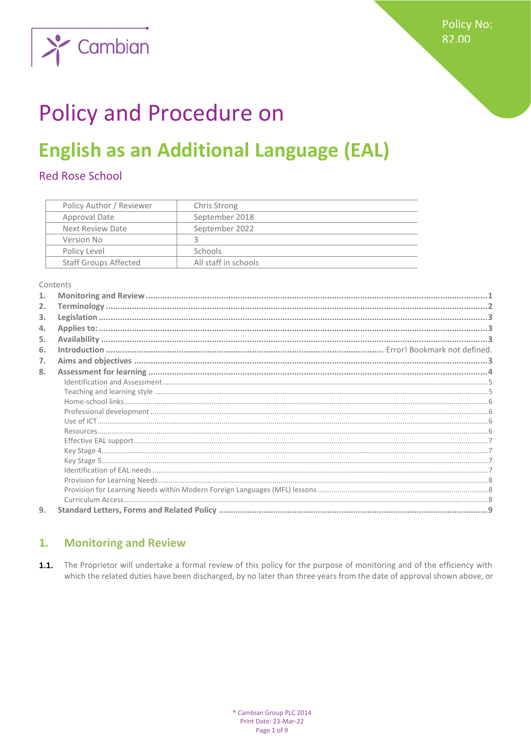Policy No: 82.00

# Policy and Procedure on

# English as an Additional Language (EAL)

## Red Rose School

| Policy Author / Reviewer | Chris Strong |
|---|---|
| Approval Date | September 2018 |
| Next Review Date | September 2022 |
| Version No | 3 |
| Policy Level | Schools |
| Staff Groups Affected | All staff in schools |

Contents

1. **Monitoring and Review** ...... 1
2. **Terminology** ...... 2
3. **Legislation** ...... 3
4. **Applies to:** ...... 3
5. **Availability** ...... 3
6. **Introduction** ...... Error! Bookmark not defined.
7. **Aims and objectives** ...... 3
8. **Assessment for learning** ...... 4
   - Identification and Assessment ...... 5
   - Teaching and learning style ...... 5
   - Home-school links ...... 6
   - Professional development ...... 6
   - Use of ICT ...... 6
   - Resources ...... 6
   - Effective EAL support ...... 7
   - Key Stage 4 ...... 7
   - Key Stage 5 ...... 7
   - Identification of EAL needs ...... 7
   - Provision for Learning Needs ...... 8
   - Provision for Learning Needs within Modern Foreign Languages (MFL) lessons ...... 8
   - Curriculum Access ...... 8
9. **Standard Letters, Forms and Related Policy** ...... 9

## 1. Monitoring and Review

**1.1.** The Proprietor will undertake a formal review of this policy for the purpose of monitoring and of the efficiency with which the related duties have been discharged, by no later than three years from the date of approval shown above, or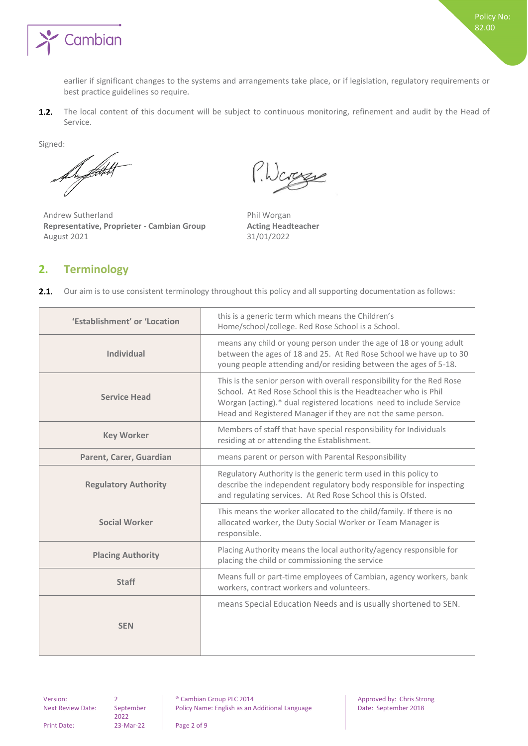earlier if significant changes to the systems and arrangements take place, or if legislation, regulatory requirements or best practice guidelines so require.

**1.2.** The local content of this document will be subject to continuous monitoring, refinement and audit by the Head of Service.

Signed:

Andrew Sutherland
**Representative, Proprieter - Cambian Group**
August 2021

Phil Worgan
**Acting Headteacher**
31/01/2022

## 2. Terminology

**2.1.** Our aim is to use consistent terminology throughout this policy and all supporting documentation as follows:

| | |
|---|---|
| **'Establishment' or 'Location** | this is a generic term which means the Children's Home/school/college. Red Rose School is a School. |
| **Individual** | means any child or young person under the age of 18 or young adult between the ages of 18 and 25. At Red Rose School we have up to 30 young people attending and/or residing between the ages of 5-18. |
| **Service Head** | This is the senior person with overall responsibility for the Red Rose School. At Red Rose School this is the Headteacher who is Phil Worgan (acting).* dual registered locations need to include Service Head and Registered Manager if they are not the same person. |
| **Key Worker** | Members of staff that have special responsibility for Individuals residing at or attending the Establishment. |
| **Parent, Carer, Guardian** | means parent or person with Parental Responsibility |
| **Regulatory Authority** | Regulatory Authority is the generic term used in this policy to describe the independent regulatory body responsible for inspecting and regulating services. At Red Rose School this is Ofsted. |
| **Social Worker** | This means the worker allocated to the child/family. If there is no allocated worker, the Duty Social Worker or Team Manager is responsible. |
| **Placing Authority** | Placing Authority means the local authority/agency responsible for placing the child or commissioning the service |
| **Staff** | Means full or part-time employees of Cambian, agency workers, bank workers, contract workers and volunteers. |
| **SEN** | means Special Education Needs and is usually shortened to SEN. |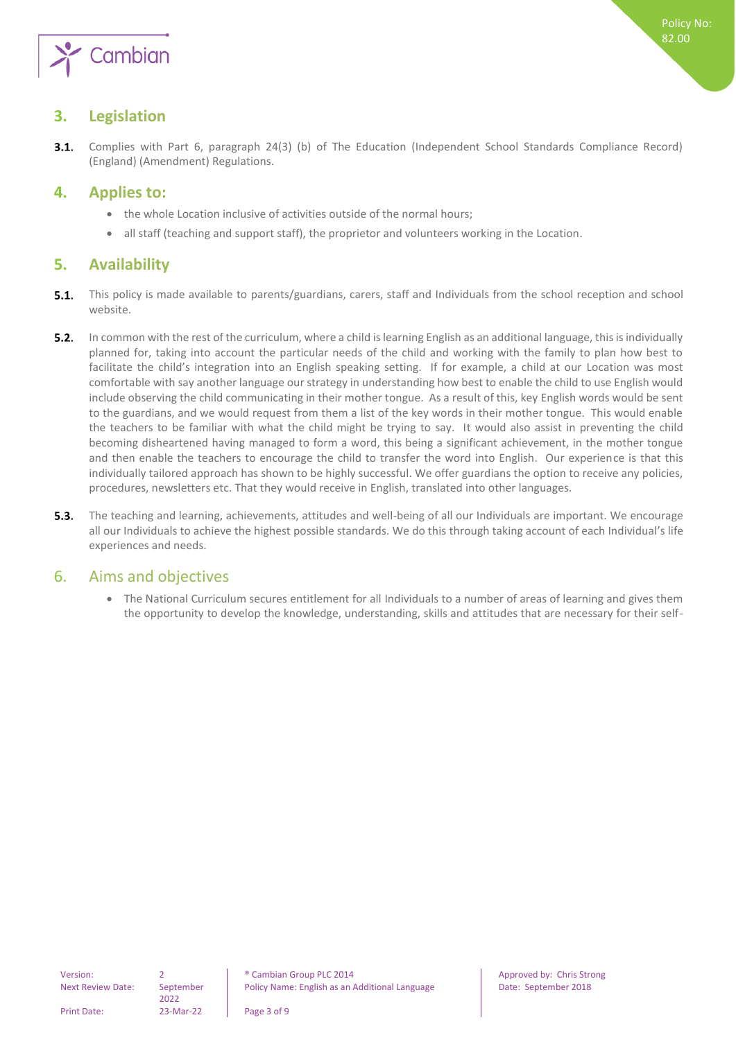## 3. Legislation

**3.1.** Complies with Part 6, paragraph 24(3) (b) of The Education (Independent School Standards Compliance Record) (England) (Amendment) Regulations.

## 4. Applies to:

- the whole Location inclusive of activities outside of the normal hours;
- all staff (teaching and support staff), the proprietor and volunteers working in the Location.

## 5. Availability

**5.1.** This policy is made available to parents/guardians, carers, staff and Individuals from the school reception and school website.

**5.2.** In common with the rest of the curriculum, where a child is learning English as an additional language, this is individually planned for, taking into account the particular needs of the child and working with the family to plan how best to facilitate the child's integration into an English speaking setting. If for example, a child at our Location was most comfortable with say another language our strategy in understanding how best to enable the child to use English would include observing the child communicating in their mother tongue. As a result of this, key English words would be sent to the guardians, and we would request from them a list of the key words in their mother tongue. This would enable the teachers to be familiar with what the child might be trying to say. It would also assist in preventing the child becoming disheartened having managed to form a word, this being a significant achievement, in the mother tongue and then enable the teachers to encourage the child to transfer the word into English. Our experience is that this individually tailored approach has shown to be highly successful. We offer guardians the option to receive any policies, procedures, newsletters etc. That they would receive in English, translated into other languages.

**5.3.** The teaching and learning, achievements, attitudes and well-being of all our Individuals are important. We encourage all our Individuals to achieve the highest possible standards. We do this through taking account of each Individual's life experiences and needs.

## 6. Aims and objectives

- The National Curriculum secures entitlement for all Individuals to a number of areas of learning and gives them the opportunity to develop the knowledge, understanding, skills and attitudes that are necessary for their self-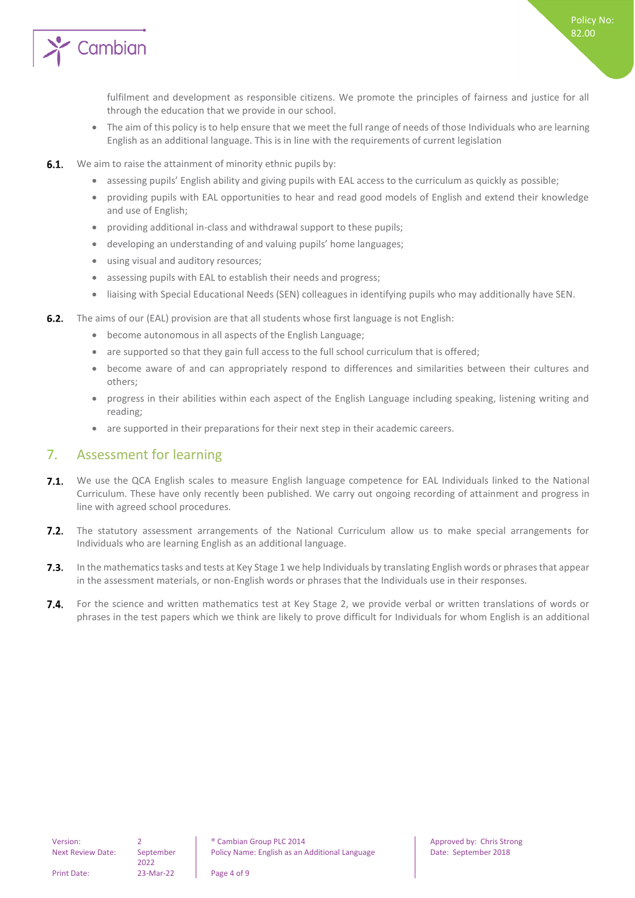fulfilment and development as responsible citizens. We promote the principles of fairness and justice for all through the education that we provide in our school.

- The aim of this policy is to help ensure that we meet the full range of needs of those Individuals who are learning English as an additional language. This is in line with the requirements of current legislation

**6.1.** We aim to raise the attainment of minority ethnic pupils by:

- assessing pupils' English ability and giving pupils with EAL access to the curriculum as quickly as possible;
- providing pupils with EAL opportunities to hear and read good models of English and extend their knowledge and use of English;
- providing additional in-class and withdrawal support to these pupils;
- developing an understanding of and valuing pupils' home languages;
- using visual and auditory resources;
- assessing pupils with EAL to establish their needs and progress;
- liaising with Special Educational Needs (SEN) colleagues in identifying pupils who may additionally have SEN.

**6.2.** The aims of our (EAL) provision are that all students whose first language is not English:

- become autonomous in all aspects of the English Language;
- are supported so that they gain full access to the full school curriculum that is offered;
- become aware of and can appropriately respond to differences and similarities between their cultures and others;
- progress in their abilities within each aspect of the English Language including speaking, listening writing and reading;
- are supported in their preparations for their next step in their academic careers.

## 7. Assessment for learning

**7.1.** We use the QCA English scales to measure English language competence for EAL Individuals linked to the National Curriculum. These have only recently been published. We carry out ongoing recording of attainment and progress in line with agreed school procedures.

**7.2.** The statutory assessment arrangements of the National Curriculum allow us to make special arrangements for Individuals who are learning English as an additional language.

**7.3.** In the mathematics tasks and tests at Key Stage 1 we help Individuals by translating English words or phrases that appear in the assessment materials, or non-English words or phrases that the Individuals use in their responses.

**7.4.** For the science and written mathematics test at Key Stage 2, we provide verbal or written translations of words or phrases in the test papers which we think are likely to prove difficult for Individuals for whom English is an additional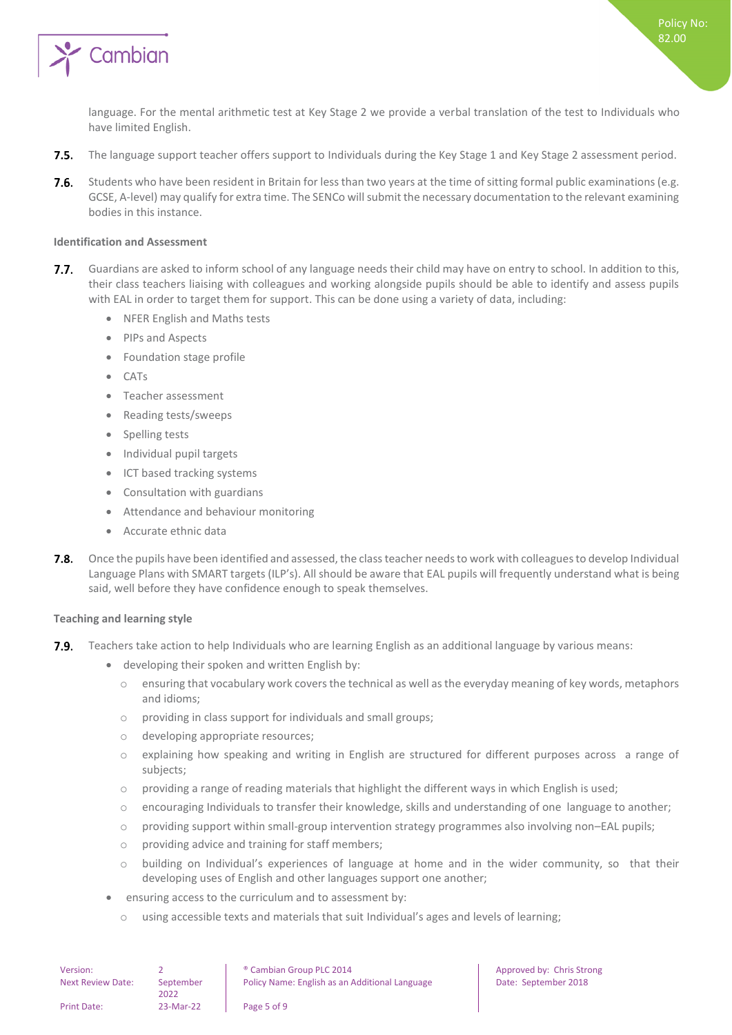language. For the mental arithmetic test at Key Stage 2 we provide a verbal translation of the test to Individuals who have limited English.

**7.5.** The language support teacher offers support to Individuals during the Key Stage 1 and Key Stage 2 assessment period.

**7.6.** Students who have been resident in Britain for less than two years at the time of sitting formal public examinations (e.g. GCSE, A-level) may qualify for extra time. The SENCo will submit the necessary documentation to the relevant examining bodies in this instance.

**Identification and Assessment**

**7.7.** Guardians are asked to inform school of any language needs their child may have on entry to school. In addition to this, their class teachers liaising with colleagues and working alongside pupils should be able to identify and assess pupils with EAL in order to target them for support. This can be done using a variety of data, including:

- NFER English and Maths tests
- PIPs and Aspects
- Foundation stage profile
- CATs
- Teacher assessment
- Reading tests/sweeps
- Spelling tests
- Individual pupil targets
- ICT based tracking systems
- Consultation with guardians
- Attendance and behaviour monitoring
- Accurate ethnic data

**7.8.** Once the pupils have been identified and assessed, the class teacher needs to work with colleagues to develop Individual Language Plans with SMART targets (ILP's). All should be aware that EAL pupils will frequently understand what is being said, well before they have confidence enough to speak themselves.

**Teaching and learning style**

**7.9.** Teachers take action to help Individuals who are learning English as an additional language by various means:

- developing their spoken and written English by:
  - ensuring that vocabulary work covers the technical as well as the everyday meaning of key words, metaphors and idioms;
  - providing in class support for individuals and small groups;
  - developing appropriate resources;
  - explaining how speaking and writing in English are structured for different purposes across a range of subjects;
  - providing a range of reading materials that highlight the different ways in which English is used;
  - encouraging Individuals to transfer their knowledge, skills and understanding of one language to another;
  - providing support within small-group intervention strategy programmes also involving non–EAL pupils;
  - providing advice and training for staff members;
  - building on Individual's experiences of language at home and in the wider community, so that their developing uses of English and other languages support one another;
- ensuring access to the curriculum and to assessment by:
  - using accessible texts and materials that suit Individual's ages and levels of learning;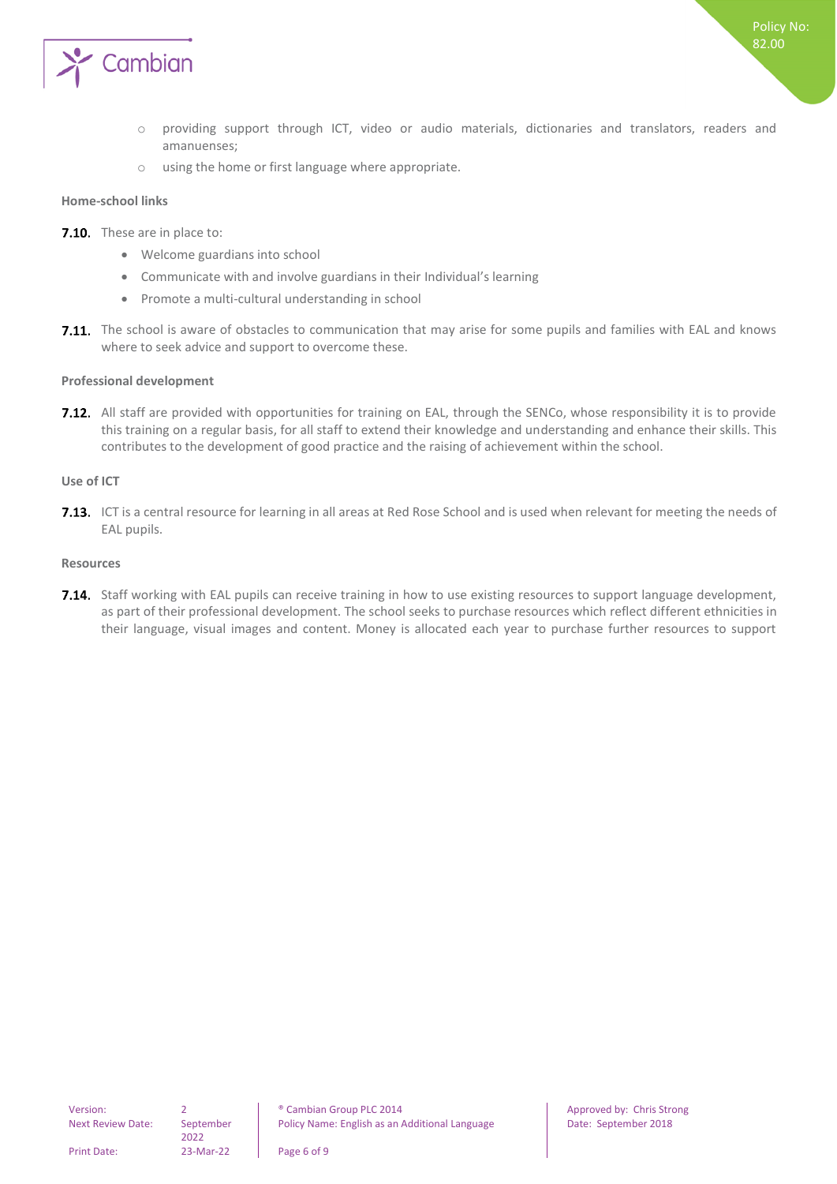- providing support through ICT, video or audio materials, dictionaries and translators, readers and amanuenses;
- using the home or first language where appropriate.

**Home-school links**

**7.10.** These are in place to:

- Welcome guardians into school
- Communicate with and involve guardians in their Individual's learning
- Promote a multi-cultural understanding in school

**7.11.** The school is aware of obstacles to communication that may arise for some pupils and families with EAL and knows where to seek advice and support to overcome these.

**Professional development**

**7.12.** All staff are provided with opportunities for training on EAL, through the SENCo, whose responsibility it is to provide this training on a regular basis, for all staff to extend their knowledge and understanding and enhance their skills. This contributes to the development of good practice and the raising of achievement within the school.

**Use of ICT**

**7.13.** ICT is a central resource for learning in all areas at Red Rose School and is used when relevant for meeting the needs of EAL pupils.

**Resources**

**7.14.** Staff working with EAL pupils can receive training in how to use existing resources to support language development, as part of their professional development. The school seeks to purchase resources which reflect different ethnicities in their language, visual images and content. Money is allocated each year to purchase further resources to support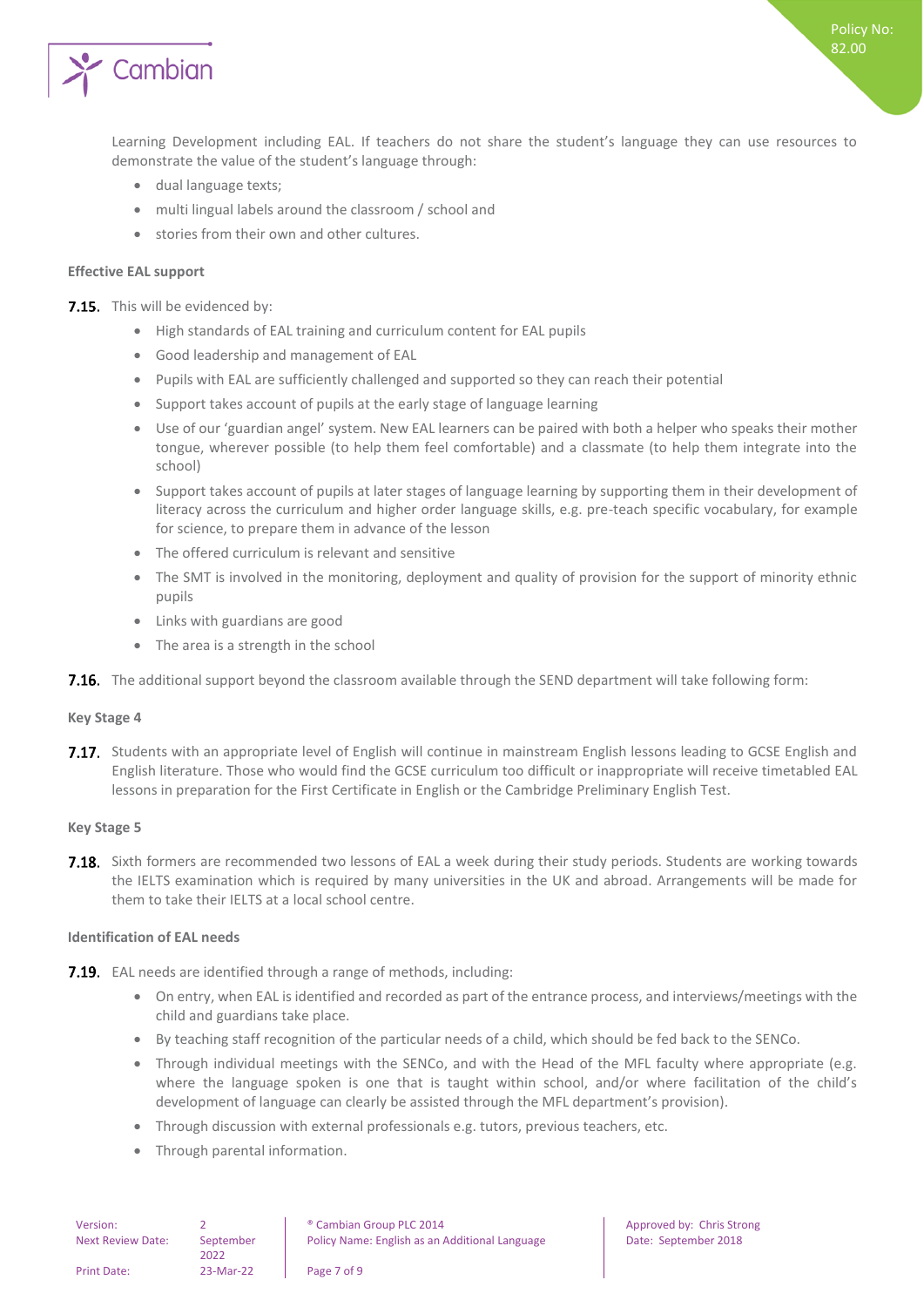Learning Development including EAL. If teachers do not share the student's language they can use resources to demonstrate the value of the student's language through:

- dual language texts;
- multi lingual labels around the classroom / school and
- stories from their own and other cultures.

**Effective EAL support**

**7.15.** This will be evidenced by:

- High standards of EAL training and curriculum content for EAL pupils
- Good leadership and management of EAL
- Pupils with EAL are sufficiently challenged and supported so they can reach their potential
- Support takes account of pupils at the early stage of language learning
- Use of our 'guardian angel' system. New EAL learners can be paired with both a helper who speaks their mother tongue, wherever possible (to help them feel comfortable) and a classmate (to help them integrate into the school)
- Support takes account of pupils at later stages of language learning by supporting them in their development of literacy across the curriculum and higher order language skills, e.g. pre-teach specific vocabulary, for example for science, to prepare them in advance of the lesson
- The offered curriculum is relevant and sensitive
- The SMT is involved in the monitoring, deployment and quality of provision for the support of minority ethnic pupils
- Links with guardians are good
- The area is a strength in the school

**7.16.** The additional support beyond the classroom available through the SEND department will take following form:

**Key Stage 4**

**7.17.** Students with an appropriate level of English will continue in mainstream English lessons leading to GCSE English and English literature. Those who would find the GCSE curriculum too difficult or inappropriate will receive timetabled EAL lessons in preparation for the First Certificate in English or the Cambridge Preliminary English Test.

**Key Stage 5**

**7.18.** Sixth formers are recommended two lessons of EAL a week during their study periods. Students are working towards the IELTS examination which is required by many universities in the UK and abroad. Arrangements will be made for them to take their IELTS at a local school centre.

**Identification of EAL needs**

**7.19.** EAL needs are identified through a range of methods, including:

- On entry, when EAL is identified and recorded as part of the entrance process, and interviews/meetings with the child and guardians take place.
- By teaching staff recognition of the particular needs of a child, which should be fed back to the SENCo.
- Through individual meetings with the SENCo, and with the Head of the MFL faculty where appropriate (e.g. where the language spoken is one that is taught within school, and/or where facilitation of the child's development of language can clearly be assisted through the MFL department's provision).
- Through discussion with external professionals e.g. tutors, previous teachers, etc.
- Through parental information.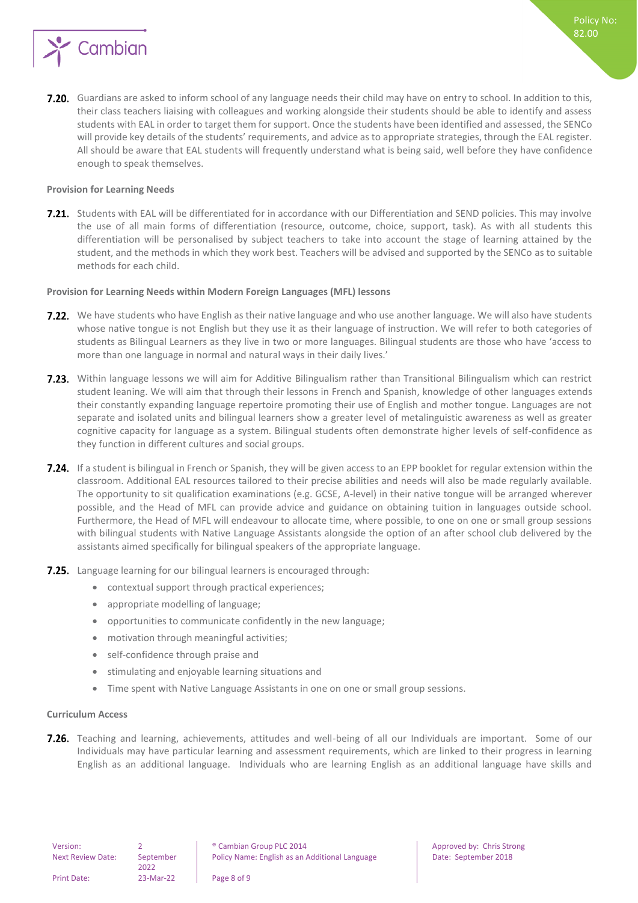**7.20.** Guardians are asked to inform school of any language needs their child may have on entry to school. In addition to this, their class teachers liaising with colleagues and working alongside their students should be able to identify and assess students with EAL in order to target them for support. Once the students have been identified and assessed, the SENCo will provide key details of the students' requirements, and advice as to appropriate strategies, through the EAL register. All should be aware that EAL students will frequently understand what is being said, well before they have confidence enough to speak themselves.

**Provision for Learning Needs**

**7.21.** Students with EAL will be differentiated for in accordance with our Differentiation and SEND policies. This may involve the use of all main forms of differentiation (resource, outcome, choice, support, task). As with all students this differentiation will be personalised by subject teachers to take into account the stage of learning attained by the student, and the methods in which they work best. Teachers will be advised and supported by the SENCo as to suitable methods for each child.

**Provision for Learning Needs within Modern Foreign Languages (MFL) lessons**

**7.22.** We have students who have English as their native language and who use another language. We will also have students whose native tongue is not English but they use it as their language of instruction. We will refer to both categories of students as Bilingual Learners as they live in two or more languages. Bilingual students are those who have 'access to more than one language in normal and natural ways in their daily lives.'

**7.23.** Within language lessons we will aim for Additive Bilingualism rather than Transitional Bilingualism which can restrict student leaning. We will aim that through their lessons in French and Spanish, knowledge of other languages extends their constantly expanding language repertoire promoting their use of English and mother tongue. Languages are not separate and isolated units and bilingual learners show a greater level of metalinguistic awareness as well as greater cognitive capacity for language as a system. Bilingual students often demonstrate higher levels of self-confidence as they function in different cultures and social groups.

**7.24.** If a student is bilingual in French or Spanish, they will be given access to an EPP booklet for regular extension within the classroom. Additional EAL resources tailored to their precise abilities and needs will also be made regularly available. The opportunity to sit qualification examinations (e.g. GCSE, A-level) in their native tongue will be arranged wherever possible, and the Head of MFL can provide advice and guidance on obtaining tuition in languages outside school. Furthermore, the Head of MFL will endeavour to allocate time, where possible, to one on one or small group sessions with bilingual students with Native Language Assistants alongside the option of an after school club delivered by the assistants aimed specifically for bilingual speakers of the appropriate language.

**7.25.** Language learning for our bilingual learners is encouraged through:

- contextual support through practical experiences;
- appropriate modelling of language;
- opportunities to communicate confidently in the new language;
- motivation through meaningful activities;
- self-confidence through praise and
- stimulating and enjoyable learning situations and
- Time spent with Native Language Assistants in one on one or small group sessions.

**Curriculum Access**

**7.26.** Teaching and learning, achievements, attitudes and well-being of all our Individuals are important. Some of our Individuals may have particular learning and assessment requirements, which are linked to their progress in learning English as an additional language. Individuals who are learning English as an additional language have skills and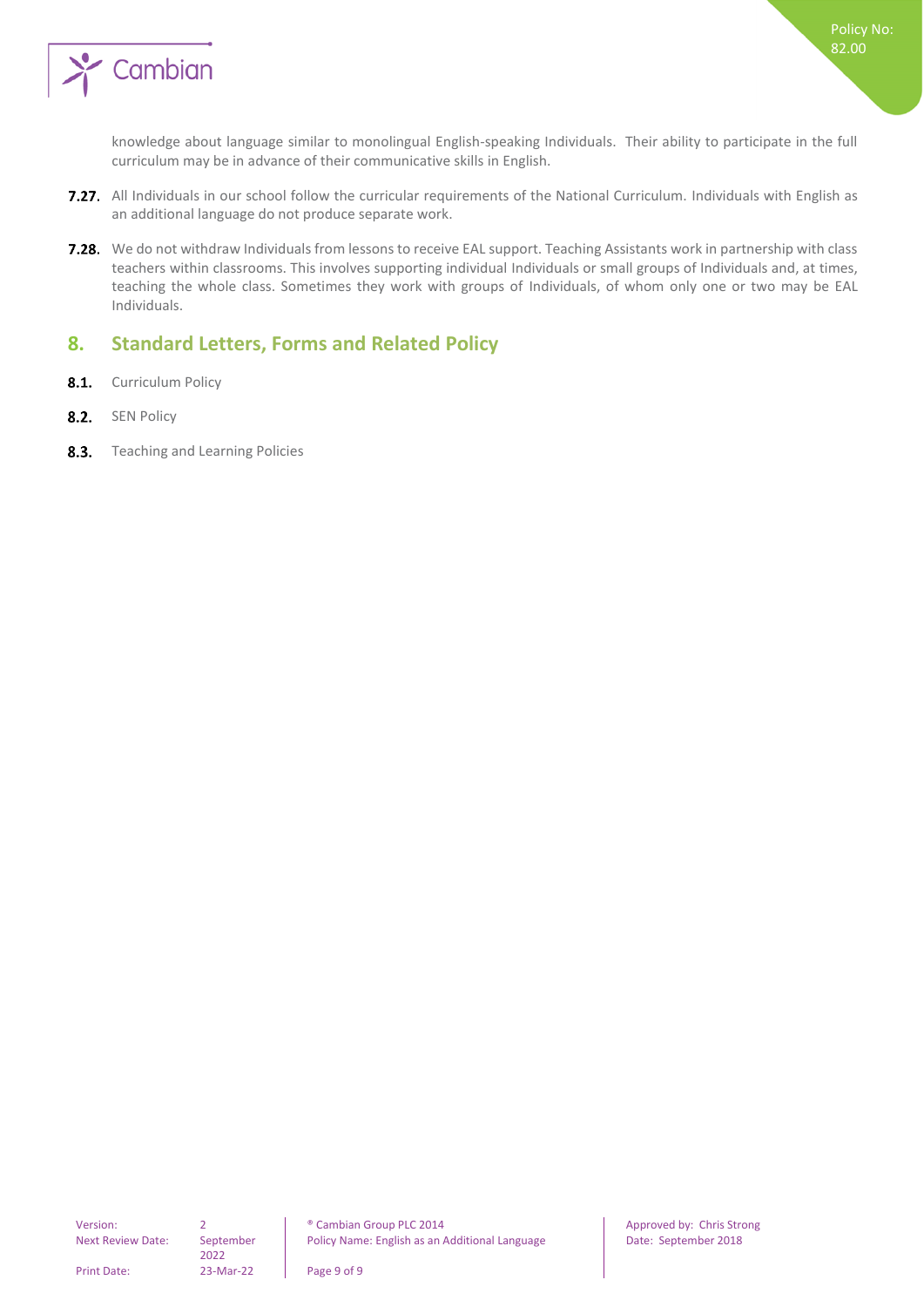knowledge about language similar to monolingual English-speaking Individuals. Their ability to participate in the full curriculum may be in advance of their communicative skills in English.

**7.27.** All Individuals in our school follow the curricular requirements of the National Curriculum. Individuals with English as an additional language do not produce separate work.

**7.28.** We do not withdraw Individuals from lessons to receive EAL support. Teaching Assistants work in partnership with class teachers within classrooms. This involves supporting individual Individuals or small groups of Individuals and, at times, teaching the whole class. Sometimes they work with groups of Individuals, of whom only one or two may be EAL Individuals.

## 8. Standard Letters, Forms and Related Policy

**8.1.** Curriculum Policy

**8.2.** SEN Policy

**8.3.** Teaching and Learning Policies